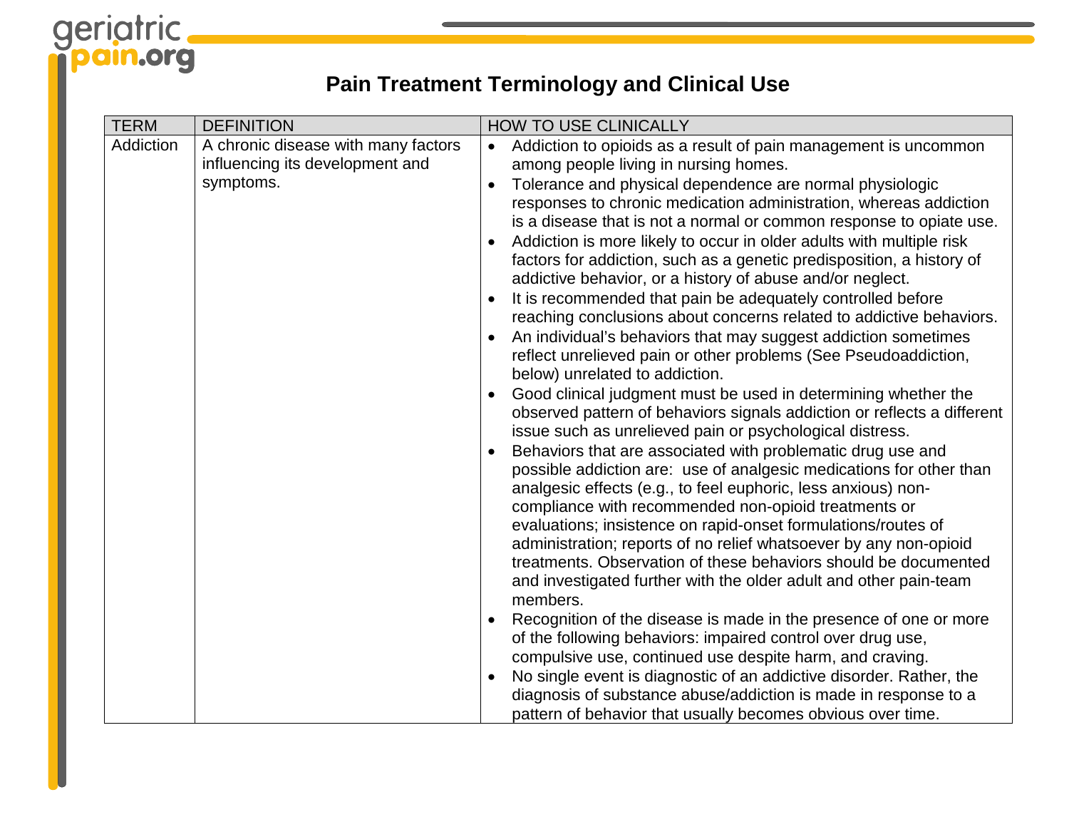# Pain Treatment Terminology and Clinical Use

| TERM | DEFINITION | HOW TO USE CLINICALLY |
|---|---|---|
| Addiction | A chronic disease with many factors influencing its development and symptoms. | • Addiction to opioids as a result of pain management is uncommon among people living in nursing homes.<br>• Tolerance and physical dependence are normal physiologic responses to chronic medication administration, whereas addiction is a disease that is not a normal or common response to opiate use.<br>• Addiction is more likely to occur in older adults with multiple risk factors for addiction, such as a genetic predisposition, a history of addictive behavior, or a history of abuse and/or neglect.<br>• It is recommended that pain be adequately controlled before reaching conclusions about concerns related to addictive behaviors.<br>• An individual's behaviors that may suggest addiction sometimes reflect unrelieved pain or other problems (See Pseudoaddiction, below) unrelated to addiction.<br>• Good clinical judgment must be used in determining whether the observed pattern of behaviors signals addiction or reflects a different issue such as unrelieved pain or psychological distress.<br>• Behaviors that are associated with problematic drug use and possible addiction are: use of analgesic medications for other than analgesic effects (e.g., to feel euphoric, less anxious) non-compliance with recommended non-opioid treatments or evaluations; insistence on rapid-onset formulations/routes of administration; reports of no relief whatsoever by any non-opioid treatments. Observation of these behaviors should be documented and investigated further with the older adult and other pain-team members.<br>• Recognition of the disease is made in the presence of one or more of the following behaviors: impaired control over drug use, compulsive use, continued use despite harm, and craving.<br>• No single event is diagnostic of an addictive disorder. Rather, the diagnosis of substance abuse/addiction is made in response to a pattern of behavior that usually becomes obvious over time. |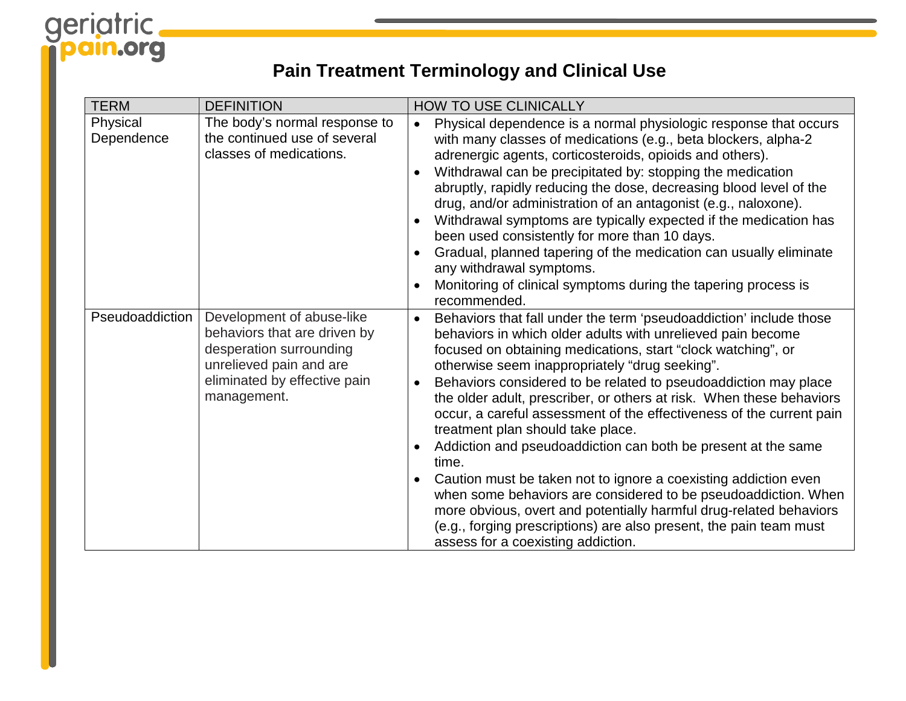## Pain Treatment Terminology and Clinical Use

| TERM | DEFINITION | HOW TO USE CLINICALLY |
|---|---|---|
| Physical Dependence | The body's normal response to the continued use of several classes of medications. | • Physical dependence is a normal physiologic response that occurs with many classes of medications (e.g., beta blockers, alpha-2 adrenergic agents, corticosteroids, opioids and others).<br>• Withdrawal can be precipitated by: stopping the medication abruptly, rapidly reducing the dose, decreasing blood level of the drug, and/or administration of an antagonist (e.g., naloxone).<br>• Withdrawal symptoms are typically expected if the medication has been used consistently for more than 10 days.<br>• Gradual, planned tapering of the medication can usually eliminate any withdrawal symptoms.<br>• Monitoring of clinical symptoms during the tapering process is recommended. |
| Pseudoaddiction | Development of abuse-like behaviors that are driven by desperation surrounding unrelieved pain and are eliminated by effective pain management. | • Behaviors that fall under the term 'pseudoaddiction' include those behaviors in which older adults with unrelieved pain become focused on obtaining medications, start "clock watching", or otherwise seem inappropriately "drug seeking".<br>• Behaviors considered to be related to pseudoaddiction may place the older adult, prescriber, or others at risk. When these behaviors occur, a careful assessment of the effectiveness of the current pain treatment plan should take place.<br>• Addiction and pseudoaddiction can both be present at the same time.<br>• Caution must be taken not to ignore a coexisting addiction even when some behaviors are considered to be pseudoaddiction. When more obvious, overt and potentially harmful drug-related behaviors (e.g., forging prescriptions) are also present, the pain team must assess for a coexisting addiction. |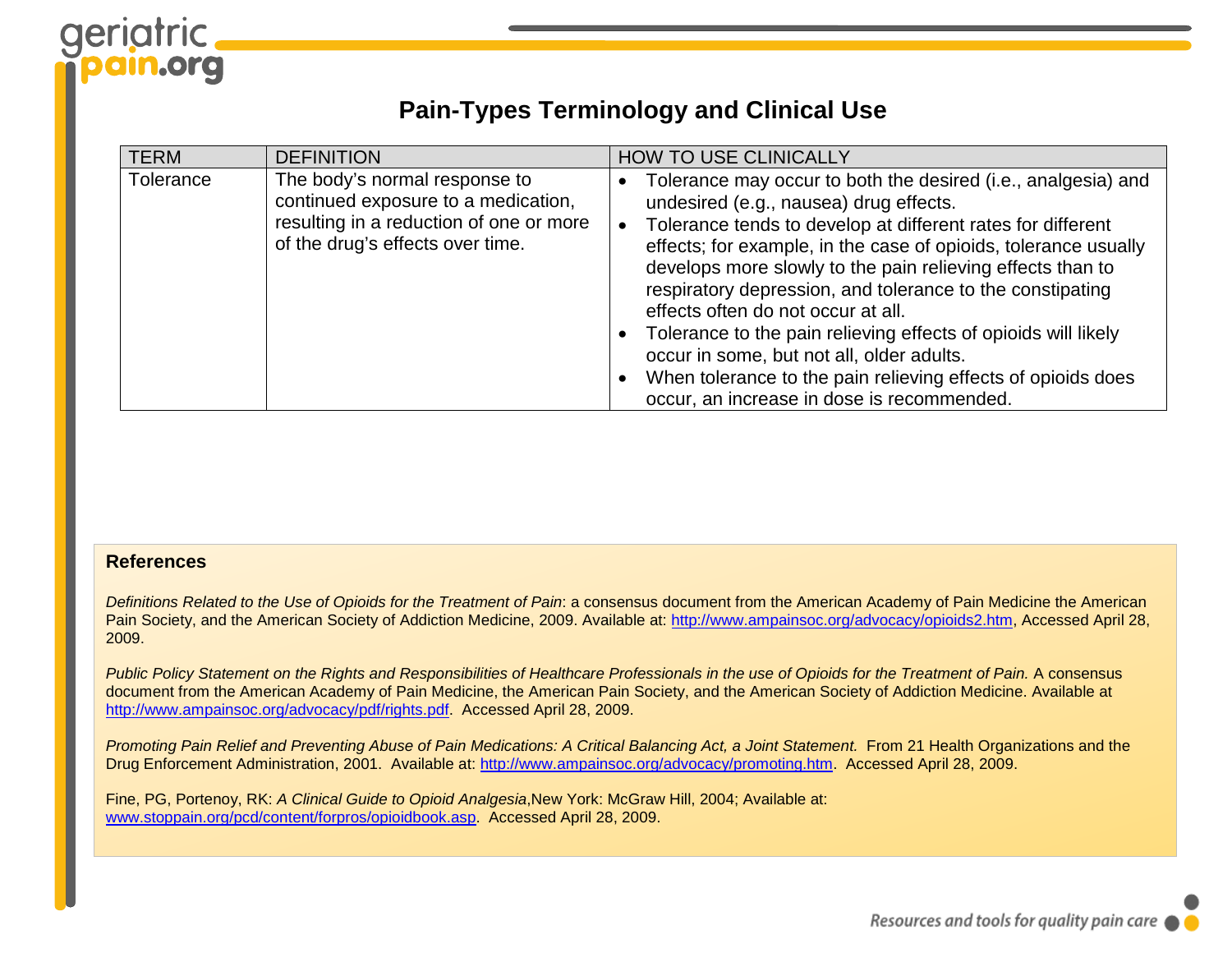# Pain-Types Terminology and Clinical Use

| TERM | DEFINITION | HOW TO USE CLINICALLY |
|---|---|---|
| Tolerance | The body's normal response to continued exposure to a medication, resulting in a reduction of one or more of the drug's effects over time. | • Tolerance may occur to both the desired (i.e., analgesia) and undesired (e.g., nausea) drug effects.<br>• Tolerance tends to develop at different rates for different effects; for example, in the case of opioids, tolerance usually develops more slowly to the pain relieving effects than to respiratory depression, and tolerance to the constipating effects often do not occur at all.<br>• Tolerance to the pain relieving effects of opioids will likely occur in some, but not all, older adults.<br>• When tolerance to the pain relieving effects of opioids does occur, an increase in dose is recommended. |

## References

*Definitions Related to the Use of Opioids for the Treatment of Pain*: a consensus document from the American Academy of Pain Medicine the American Pain Society, and the American Society of Addiction Medicine, 2009. Available at: http://www.ampainsoc.org/advocacy/opioids2.htm, Accessed April 28, 2009.

*Public Policy Statement on the Rights and Responsibilities of Healthcare Professionals in the use of Opioids for the Treatment of Pain.* A consensus document from the American Academy of Pain Medicine, the American Pain Society, and the American Society of Addiction Medicine. Available at http://www.ampainsoc.org/advocacy/pdf/rights.pdf. Accessed April 28, 2009.

*Promoting Pain Relief and Preventing Abuse of Pain Medications: A Critical Balancing Act, a Joint Statement.* From 21 Health Organizations and the Drug Enforcement Administration, 2001. Available at: http://www.ampainsoc.org/advocacy/promoting.htm. Accessed April 28, 2009.

Fine, PG, Portenoy, RK: *A Clinical Guide to Opioid Analgesia*,New York: McGraw Hill, 2004; Available at: www.stoppain.org/pcd/content/forpros/opioidbook.asp. Accessed April 28, 2009.